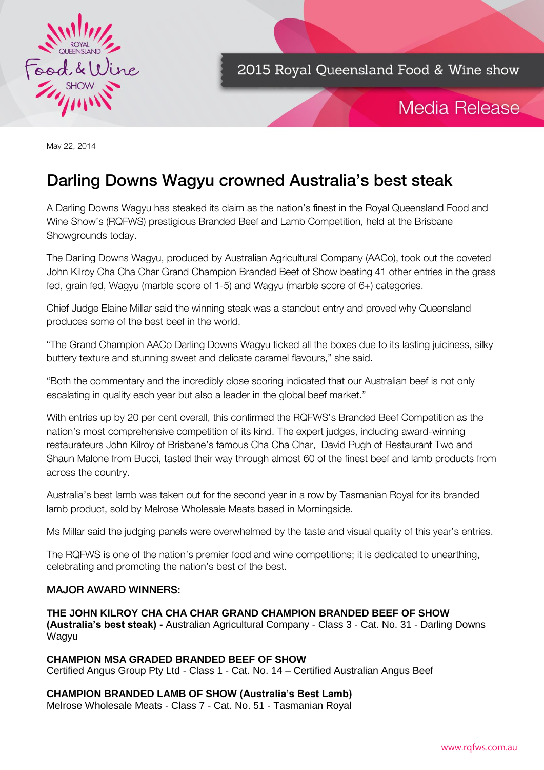2015 Royal Queensland Food & Wine show

Media Release

May 22, 2014

# Darling Downs Wagyu crowned Australia's best steak

A Darling Downs Wagyu has steaked its claim as the nation's finest in the Royal Queensland Food and Wine Show's (RQFWS) prestigious Branded Beef and Lamb Competition, held at the Brisbane Showgrounds today.

The Darling Downs Wagyu, produced by Australian Agricultural Company (AACo), took out the coveted John Kilroy Cha Cha Char Grand Champion Branded Beef of Show beating 41 other entries in the grass fed, grain fed, Wagyu (marble score of 1-5) and Wagyu (marble score of 6+) categories.

Chief Judge Elaine Millar said the winning steak was a standout entry and proved why Queensland produces some of the best beef in the world.

"The Grand Champion AACo Darling Downs Wagyu ticked all the boxes due to its lasting juiciness, silky buttery texture and stunning sweet and delicate caramel flavours," she said.

"Both the commentary and the incredibly close scoring indicated that our Australian beef is not only escalating in quality each year but also a leader in the global beef market."

With entries up by 20 per cent overall, this confirmed the RQFWS's Branded Beef Competition as the nation's most comprehensive competition of its kind. The expert judges, including award-winning restaurateurs John Kilroy of Brisbane's famous Cha Cha Char, David Pugh of Restaurant Two and Shaun Malone from Bucci, tasted their way through almost 60 of the finest beef and lamb products from across the country.

Australia's best lamb was taken out for the second year in a row by Tasmanian Royal for its branded lamb product, sold by Melrose Wholesale Meats based in Morningside.

Ms Millar said the judging panels were overwhelmed by the taste and visual quality of this year's entries.

The RQFWS is one of the nation's premier food and wine competitions; it is dedicated to unearthing, celebrating and promoting the nation's best of the best.

## MAJOR AWARD WINNERS:

**THE JOHN KILROY CHA CHA CHAR GRAND CHAMPION BRANDED BEEF OF SHOW (Australia's best steak) -** Australian Agricultural Company - Class 3 - Cat. No. 31 - Darling Downs Wagyu

**CHAMPION MSA GRADED BRANDED BEEF OF SHOW**
Certified Angus Group Pty Ltd - Class 1 - Cat. No. 14 – Certified Australian Angus Beef

**CHAMPION BRANDED LAMB OF SHOW (Australia's Best Lamb)**
Melrose Wholesale Meats - Class 7 - Cat. No. 51 - Tasmanian Royal

www.rqfws.com.au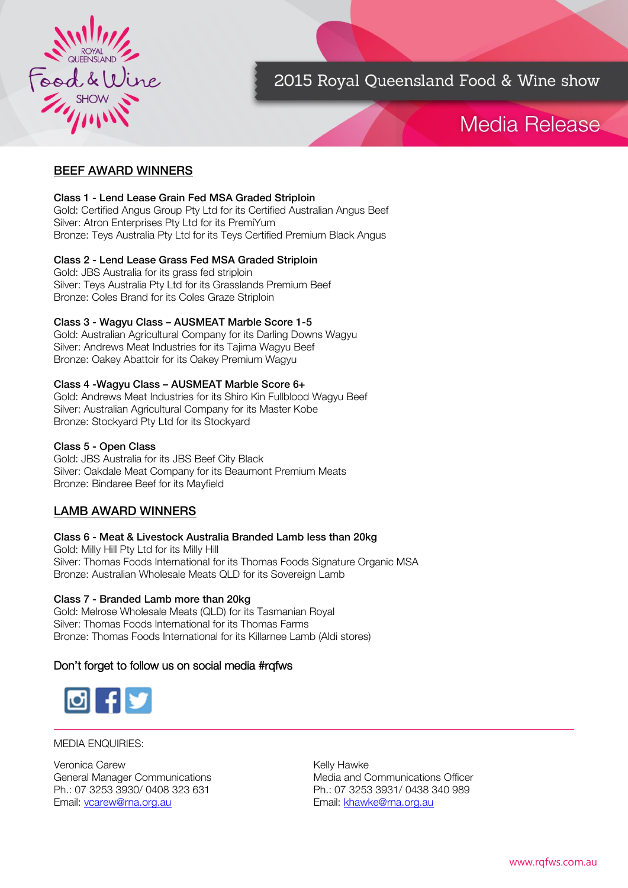## BEEF AWARD WINNERS

**Class 1 - Lend Lease Grain Fed MSA Graded Striploin**
Gold: Certified Angus Group Pty Ltd for its Certified Australian Angus Beef
Silver: Atron Enterprises Pty Ltd for its PremiYum
Bronze: Teys Australia Pty Ltd for its Teys Certified Premium Black Angus

**Class 2 - Lend Lease Grass Fed MSA Graded Striploin**
Gold: JBS Australia for its grass fed striploin
Silver: Teys Australia Pty Ltd for its Grasslands Premium Beef
Bronze: Coles Brand for its Coles Graze Striploin

**Class 3 - Wagyu Class – AUSMEAT Marble Score 1-5**
Gold: Australian Agricultural Company for its Darling Downs Wagyu
Silver: Andrews Meat Industries for its Tajima Wagyu Beef
Bronze: Oakey Abattoir for its Oakey Premium Wagyu

**Class 4 -Wagyu Class – AUSMEAT Marble Score 6+**
Gold: Andrews Meat Industries for its Shiro Kin Fullblood Wagyu Beef
Silver: Australian Agricultural Company for its Master Kobe
Bronze: Stockyard Pty Ltd for its Stockyard

**Class 5 - Open Class**
Gold: JBS Australia for its JBS Beef City Black
Silver: Oakdale Meat Company for its Beaumont Premium Meats
Bronze: Bindaree Beef for its Mayfield

## LAMB AWARD WINNERS

**Class 6 - Meat & Livestock Australia Branded Lamb less than 20kg**
Gold: Milly Hill Pty Ltd for its Milly Hill
Silver: Thomas Foods International for its Thomas Foods Signature Organic MSA
Bronze: Australian Wholesale Meats QLD for its Sovereign Lamb

**Class 7 - Branded Lamb more than 20kg**
Gold: Melrose Wholesale Meats (QLD) for its Tasmanian Royal
Silver: Thomas Foods International for its Thomas Farms
Bronze: Thomas Foods International for its Killarnee Lamb (Aldi stores)

Don't forget to follow us on social media #rqfws

---

MEDIA ENQUIRIES:

Veronica Carew
General Manager Communications
Ph.: 07 3253 3930/ 0408 323 631
Email: vcarew@rna.org.au

Kelly Hawke
Media and Communications Officer
Ph.: 07 3253 3931/ 0438 340 989
Email: khawke@rna.org.au

www.rqfws.com.au